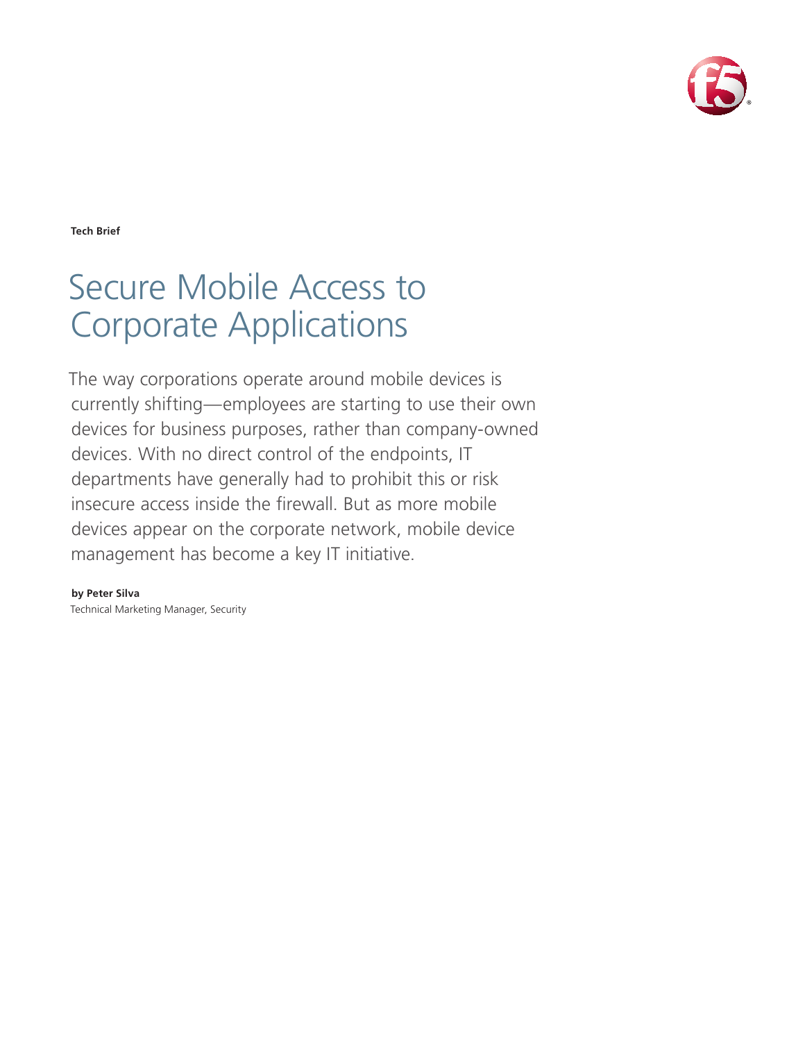**Tech Brief**

# Secure Mobile Access to Corporate Applications

The way corporations operate around mobile devices is currently shifting—employees are starting to use their own devices for business purposes, rather than company-owned devices. With no direct control of the endpoints, IT departments have generally had to prohibit this or risk insecure access inside the firewall. But as more mobile devices appear on the corporate network, mobile device management has become a key IT initiative.

**by Peter Silva**
Technical Marketing Manager, Security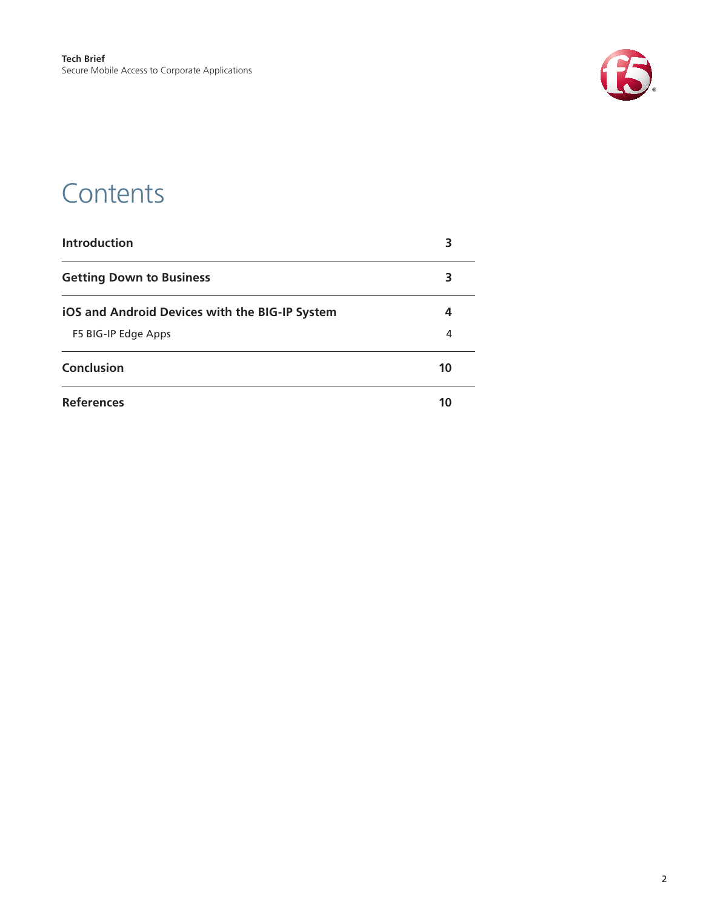# Contents

| | |
|---|---|
| **Introduction** | **3** |
| **Getting Down to Business** | **3** |
| **iOS and Android Devices with the BIG-IP System** | **4** |
| F5 BIG-IP Edge Apps | 4 |
| **Conclusion** | **10** |
| **References** | **10** |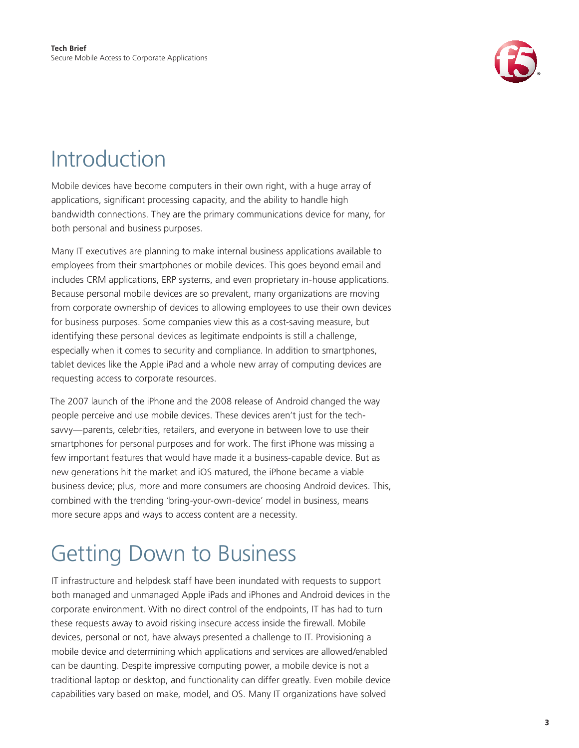# Introduction

Mobile devices have become computers in their own right, with a huge array of applications, significant processing capacity, and the ability to handle high bandwidth connections. They are the primary communications device for many, for both personal and business purposes.

Many IT executives are planning to make internal business applications available to employees from their smartphones or mobile devices. This goes beyond email and includes CRM applications, ERP systems, and even proprietary in-house applications. Because personal mobile devices are so prevalent, many organizations are moving from corporate ownership of devices to allowing employees to use their own devices for business purposes. Some companies view this as a cost-saving measure, but identifying these personal devices as legitimate endpoints is still a challenge, especially when it comes to security and compliance. In addition to smartphones, tablet devices like the Apple iPad and a whole new array of computing devices are requesting access to corporate resources.

The 2007 launch of the iPhone and the 2008 release of Android changed the way people perceive and use mobile devices. These devices aren't just for the tech-savvy—parents, celebrities, retailers, and everyone in between love to use their smartphones for personal purposes and for work. The first iPhone was missing a few important features that would have made it a business-capable device. But as new generations hit the market and iOS matured, the iPhone became a viable business device; plus, more and more consumers are choosing Android devices. This, combined with the trending 'bring-your-own-device' model in business, means more secure apps and ways to access content are a necessity.

# Getting Down to Business

IT infrastructure and helpdesk staff have been inundated with requests to support both managed and unmanaged Apple iPads and iPhones and Android devices in the corporate environment. With no direct control of the endpoints, IT has had to turn these requests away to avoid risking insecure access inside the firewall. Mobile devices, personal or not, have always presented a challenge to IT. Provisioning a mobile device and determining which applications and services are allowed/enabled can be daunting. Despite impressive computing power, a mobile device is not a traditional laptop or desktop, and functionality can differ greatly. Even mobile device capabilities vary based on make, model, and OS. Many IT organizations have solved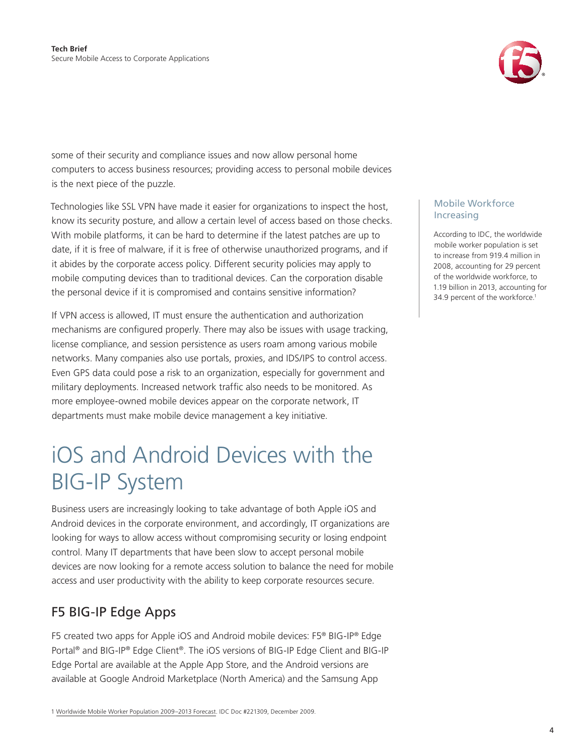some of their security and compliance issues and now allow personal home computers to access business resources; providing access to personal mobile devices is the next piece of the puzzle.

Technologies like SSL VPN have made it easier for organizations to inspect the host, know its security posture, and allow a certain level of access based on those checks. With mobile platforms, it can be hard to determine if the latest patches are up to date, if it is free of malware, if it is free of otherwise unauthorized programs, and if it abides by the corporate access policy. Different security policies may apply to mobile computing devices than to traditional devices. Can the corporation disable the personal device if it is compromised and contains sensitive information?

If VPN access is allowed, IT must ensure the authentication and authorization mechanisms are configured properly. There may also be issues with usage tracking, license compliance, and session persistence as users roam among various mobile networks. Many companies also use portals, proxies, and IDS/IPS to control access. Even GPS data could pose a risk to an organization, especially for government and military deployments. Increased network traffic also needs to be monitored. As more employee-owned mobile devices appear on the corporate network, IT departments must make mobile device management a key initiative.

### Mobile Workforce Increasing

According to IDC, the worldwide mobile worker population is set to increase from 919.4 million in 2008, accounting for 29 percent of the worldwide workforce, to 1.19 billion in 2013, accounting for 34.9 percent of the workforce.[1]

# iOS and Android Devices with the BIG-IP System

Business users are increasingly looking to take advantage of both Apple iOS and Android devices in the corporate environment, and accordingly, IT organizations are looking for ways to allow access without compromising security or losing endpoint control. Many IT departments that have been slow to accept personal mobile devices are now looking for a remote access solution to balance the need for mobile access and user productivity with the ability to keep corporate resources secure.

## F5 BIG-IP Edge Apps

F5 created two apps for Apple iOS and Android mobile devices: F5® BIG-IP® Edge Portal® and BIG-IP® Edge Client®. The iOS versions of BIG-IP Edge Client and BIG-IP Edge Portal are available at the Apple App Store, and the Android versions are available at Google Android Marketplace (North America) and the Samsung App

1 Worldwide Mobile Worker Population 2009–2013 Forecast. IDC Doc #221309, December 2009.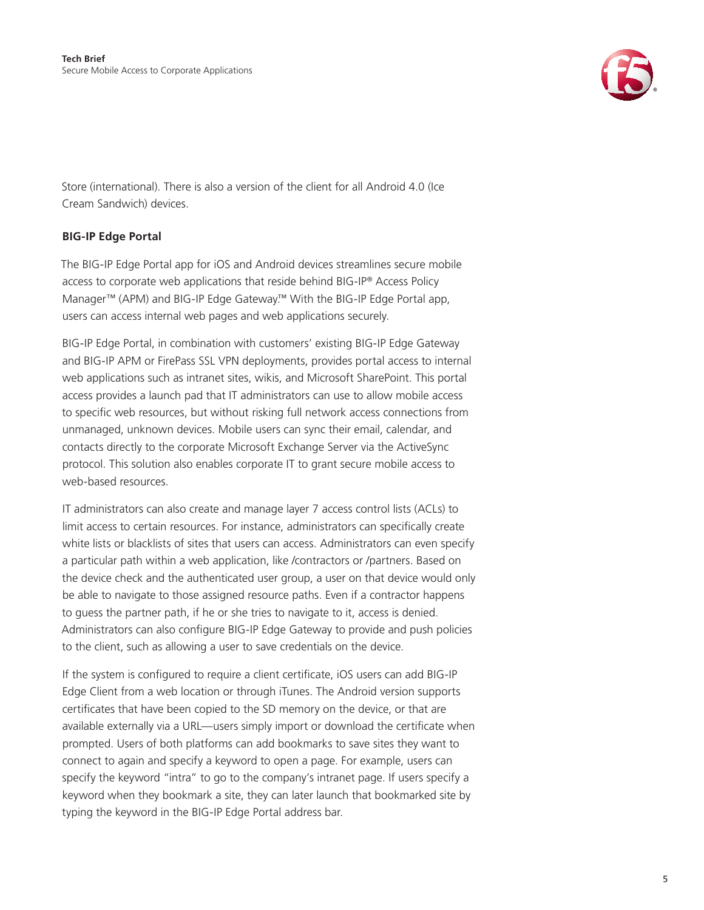Store (international). There is also a version of the client for all Android 4.0 (Ice Cream Sandwich) devices.

### BIG-IP Edge Portal

The BIG-IP Edge Portal app for iOS and Android devices streamlines secure mobile access to corporate web applications that reside behind BIG-IP® Access Policy Manager™ (APM) and BIG-IP Edge Gateway.™ With the BIG-IP Edge Portal app, users can access internal web pages and web applications securely.

BIG-IP Edge Portal, in combination with customers' existing BIG-IP Edge Gateway and BIG-IP APM or FirePass SSL VPN deployments, provides portal access to internal web applications such as intranet sites, wikis, and Microsoft SharePoint. This portal access provides a launch pad that IT administrators can use to allow mobile access to specific web resources, but without risking full network access connections from unmanaged, unknown devices. Mobile users can sync their email, calendar, and contacts directly to the corporate Microsoft Exchange Server via the ActiveSync protocol. This solution also enables corporate IT to grant secure mobile access to web-based resources.

IT administrators can also create and manage layer 7 access control lists (ACLs) to limit access to certain resources. For instance, administrators can specifically create white lists or blacklists of sites that users can access. Administrators can even specify a particular path within a web application, like /contractors or /partners. Based on the device check and the authenticated user group, a user on that device would only be able to navigate to those assigned resource paths. Even if a contractor happens to guess the partner path, if he or she tries to navigate to it, access is denied. Administrators can also configure BIG-IP Edge Gateway to provide and push policies to the client, such as allowing a user to save credentials on the device.

If the system is configured to require a client certificate, iOS users can add BIG-IP Edge Client from a web location or through iTunes. The Android version supports certificates that have been copied to the SD memory on the device, or that are available externally via a URL—users simply import or download the certificate when prompted. Users of both platforms can add bookmarks to save sites they want to connect to again and specify a keyword to open a page. For example, users can specify the keyword "intra" to go to the company's intranet page. If users specify a keyword when they bookmark a site, they can later launch that bookmarked site by typing the keyword in the BIG-IP Edge Portal address bar.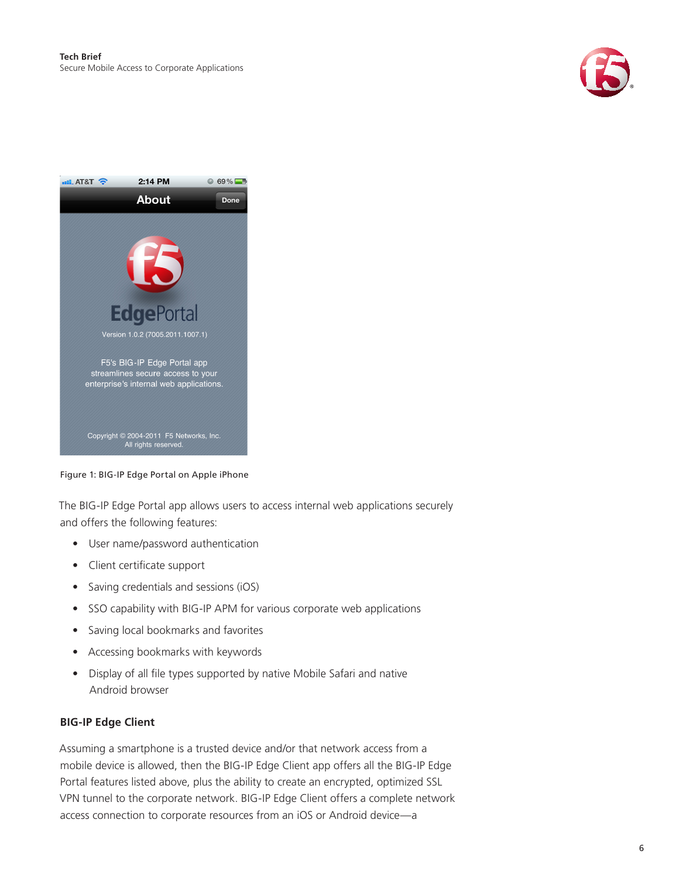Figure 1: BIG-IP Edge Portal on Apple iPhone

The BIG-IP Edge Portal app allows users to access internal web applications securely and offers the following features:

- User name/password authentication
- Client certificate support
- Saving credentials and sessions (iOS)
- SSO capability with BIG-IP APM for various corporate web applications
- Saving local bookmarks and favorites
- Accessing bookmarks with keywords
- Display of all file types supported by native Mobile Safari and native Android browser

### BIG-IP Edge Client

Assuming a smartphone is a trusted device and/or that network access from a mobile device is allowed, then the BIG-IP Edge Client app offers all the BIG-IP Edge Portal features listed above, plus the ability to create an encrypted, optimized SSL VPN tunnel to the corporate network. BIG-IP Edge Client offers a complete network access connection to corporate resources from an iOS or Android device—a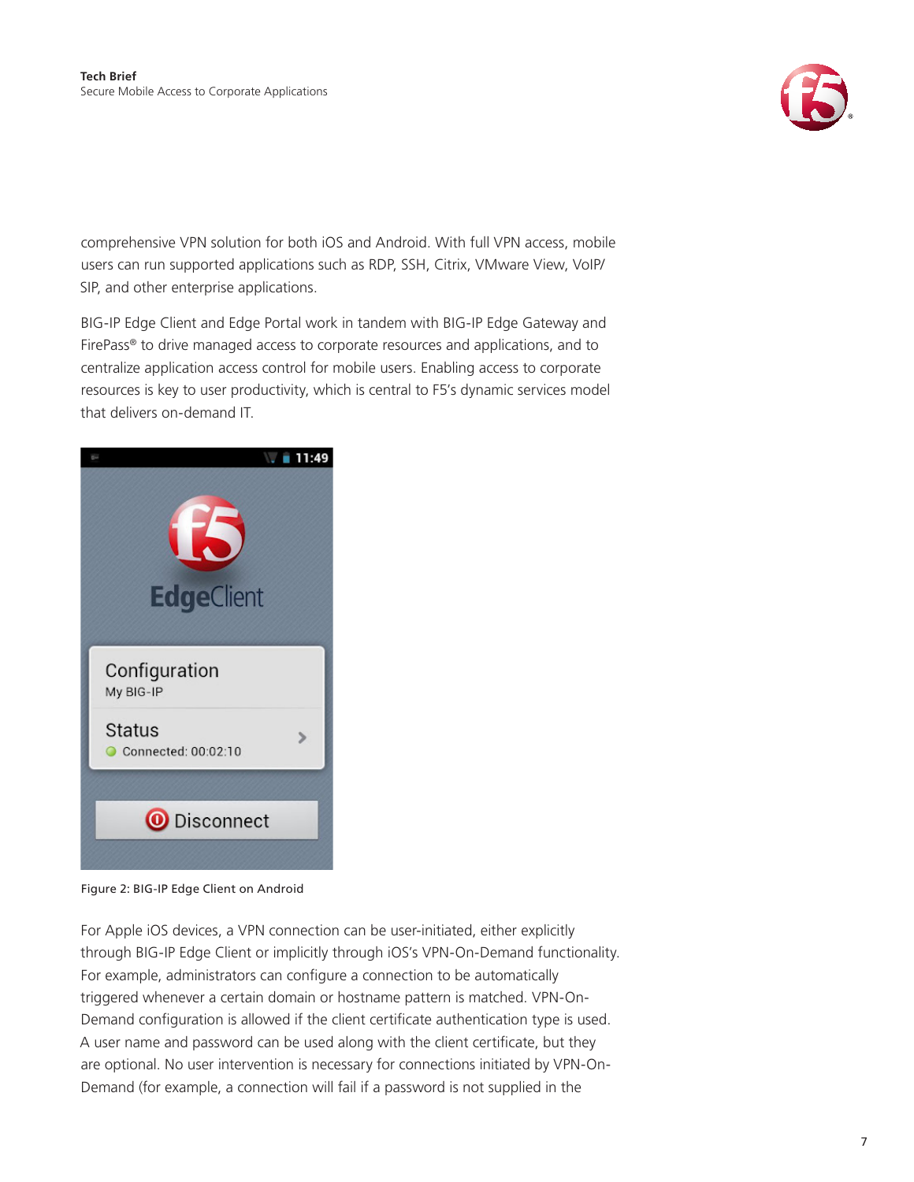comprehensive VPN solution for both iOS and Android. With full VPN access, mobile users can run supported applications such as RDP, SSH, Citrix, VMware View, VoIP/SIP, and other enterprise applications.

BIG-IP Edge Client and Edge Portal work in tandem with BIG-IP Edge Gateway and FirePass® to drive managed access to corporate resources and applications, and to centralize application access control for mobile users. Enabling access to corporate resources is key to user productivity, which is central to F5's dynamic services model that delivers on-demand IT.

Figure 2: BIG-IP Edge Client on Android

For Apple iOS devices, a VPN connection can be user-initiated, either explicitly through BIG-IP Edge Client or implicitly through iOS's VPN-On-Demand functionality. For example, administrators can configure a connection to be automatically triggered whenever a certain domain or hostname pattern is matched. VPN-On-Demand configuration is allowed if the client certificate authentication type is used. A user name and password can be used along with the client certificate, but they are optional. No user intervention is necessary for connections initiated by VPN-On-Demand (for example, a connection will fail if a password is not supplied in the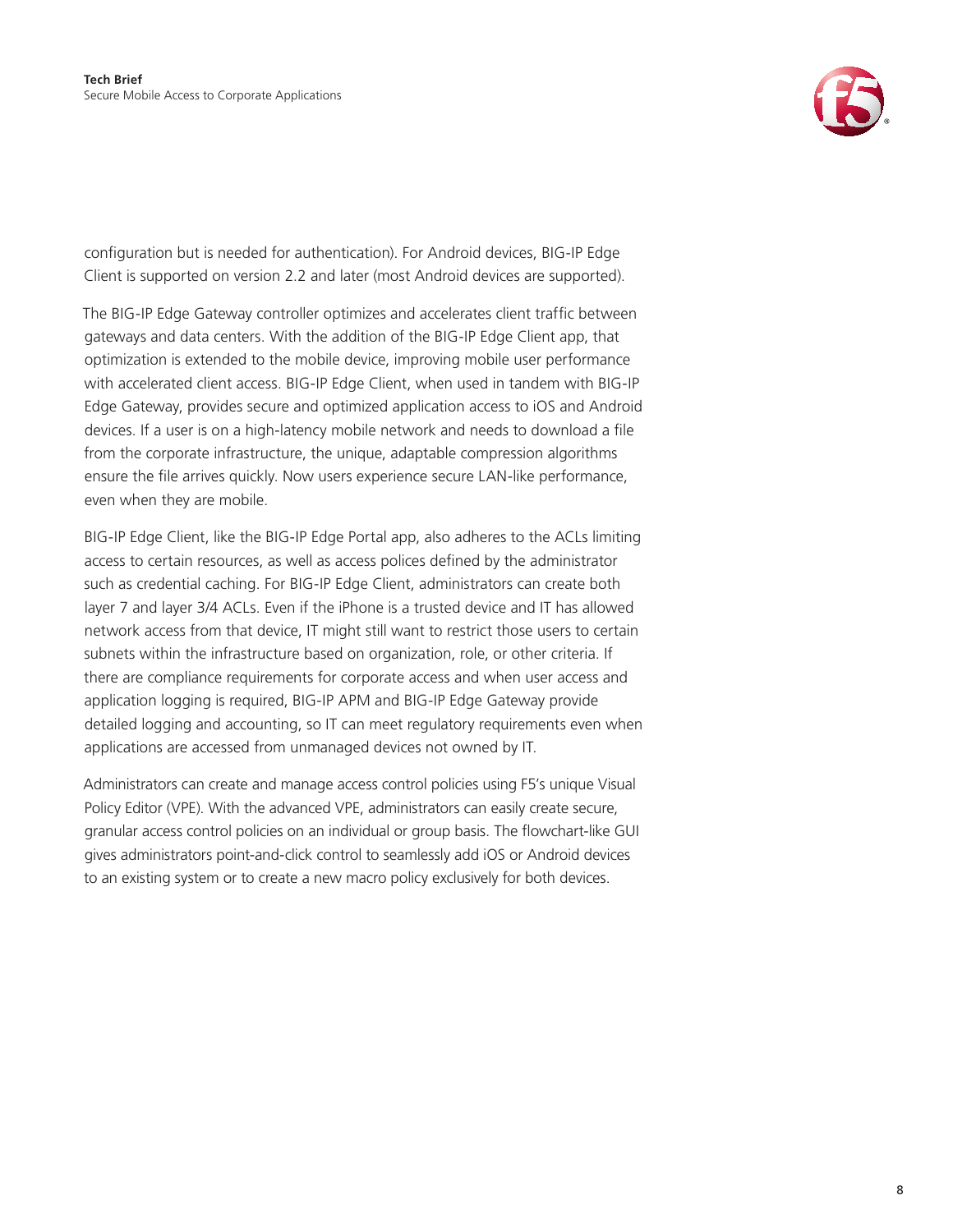configuration but is needed for authentication). For Android devices, BIG-IP Edge Client is supported on version 2.2 and later (most Android devices are supported).

The BIG-IP Edge Gateway controller optimizes and accelerates client traffic between gateways and data centers. With the addition of the BIG-IP Edge Client app, that optimization is extended to the mobile device, improving mobile user performance with accelerated client access. BIG-IP Edge Client, when used in tandem with BIG-IP Edge Gateway, provides secure and optimized application access to iOS and Android devices. If a user is on a high-latency mobile network and needs to download a file from the corporate infrastructure, the unique, adaptable compression algorithms ensure the file arrives quickly. Now users experience secure LAN-like performance, even when they are mobile.

BIG-IP Edge Client, like the BIG-IP Edge Portal app, also adheres to the ACLs limiting access to certain resources, as well as access polices defined by the administrator such as credential caching. For BIG-IP Edge Client, administrators can create both layer 7 and layer 3/4 ACLs. Even if the iPhone is a trusted device and IT has allowed network access from that device, IT might still want to restrict those users to certain subnets within the infrastructure based on organization, role, or other criteria. If there are compliance requirements for corporate access and when user access and application logging is required, BIG-IP APM and BIG-IP Edge Gateway provide detailed logging and accounting, so IT can meet regulatory requirements even when applications are accessed from unmanaged devices not owned by IT.

Administrators can create and manage access control policies using F5's unique Visual Policy Editor (VPE). With the advanced VPE, administrators can easily create secure, granular access control policies on an individual or group basis. The flowchart-like GUI gives administrators point-and-click control to seamlessly add iOS or Android devices to an existing system or to create a new macro policy exclusively for both devices.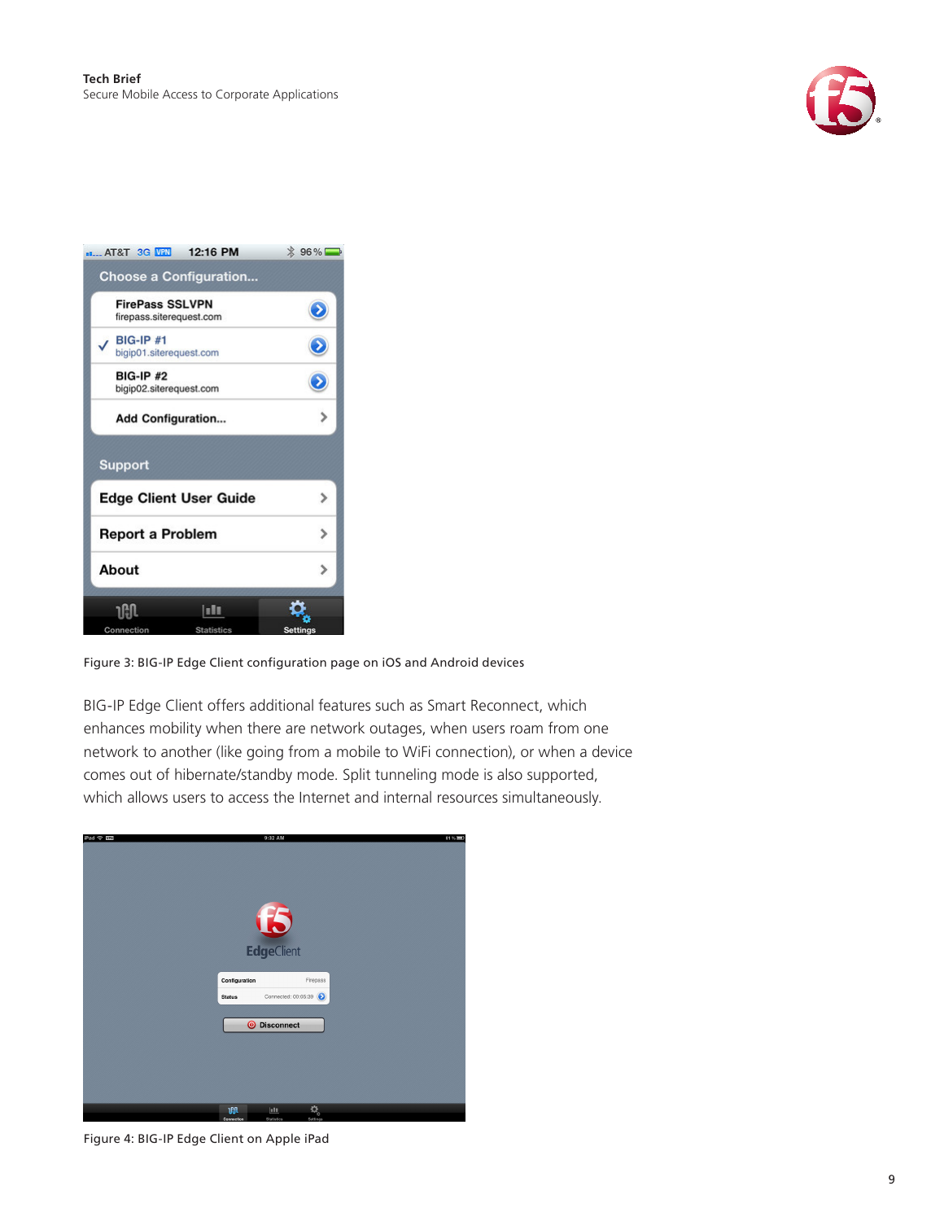Figure 3: BIG-IP Edge Client configuration page on iOS and Android devices

BIG-IP Edge Client offers additional features such as Smart Reconnect, which enhances mobility when there are network outages, when users roam from one network to another (like going from a mobile to WiFi connection), or when a device comes out of hibernate/standby mode. Split tunneling mode is also supported, which allows users to access the Internet and internal resources simultaneously.

Figure 4: BIG-IP Edge Client on Apple iPad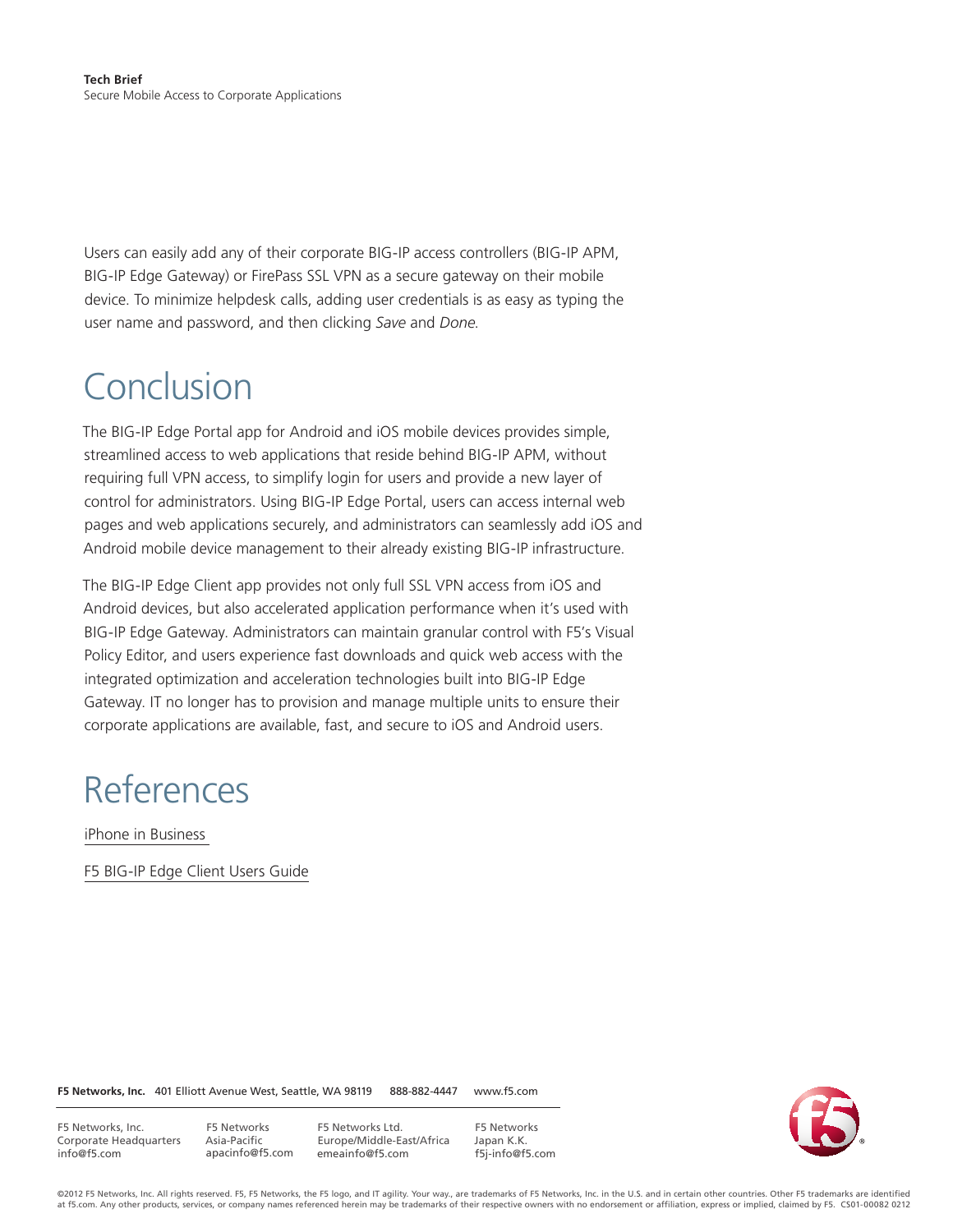Users can easily add any of their corporate BIG-IP access controllers (BIG-IP APM, BIG-IP Edge Gateway) or FirePass SSL VPN as a secure gateway on their mobile device. To minimize helpdesk calls, adding user credentials is as easy as typing the user name and password, and then clicking *Save* and *Done*.

## Conclusion

The BIG-IP Edge Portal app for Android and iOS mobile devices provides simple, streamlined access to web applications that reside behind BIG-IP APM, without requiring full VPN access, to simplify login for users and provide a new layer of control for administrators. Using BIG-IP Edge Portal, users can access internal web pages and web applications securely, and administrators can seamlessly add iOS and Android mobile device management to their already existing BIG-IP infrastructure.

The BIG-IP Edge Client app provides not only full SSL VPN access from iOS and Android devices, but also accelerated application performance when it's used with BIG-IP Edge Gateway. Administrators can maintain granular control with F5's Visual Policy Editor, and users experience fast downloads and quick web access with the integrated optimization and acceleration technologies built into BIG-IP Edge Gateway. IT no longer has to provision and manage multiple units to ensure their corporate applications are available, fast, and secure to iOS and Android users.

## References

iPhone in Business

F5 BIG-IP Edge Client Users Guide

**F5 Networks, Inc.** 401 Elliott Avenue West, Seattle, WA 98119 888-882-4447 www.f5.com

F5 Networks, Inc.
Corporate Headquarters
info@f5.com

F5 Networks
Asia-Pacific
apacinfo@f5.com

F5 Networks Ltd.
Europe/Middle-East/Africa
emeainfo@f5.com

F5 Networks
Japan K.K.
f5j-info@f5.com

©2012 F5 Networks, Inc. All rights reserved. F5, F5 Networks, the F5 logo, and IT agility. Your way., are trademarks of F5 Networks, Inc. in the U.S. and in certain other countries. Other F5 trademarks are identified at f5.com. Any other products, services, or company names referenced herein may be trademarks of their respective owners with no endorsement or affiliation, express or implied, claimed by F5. CS01-00082 0212